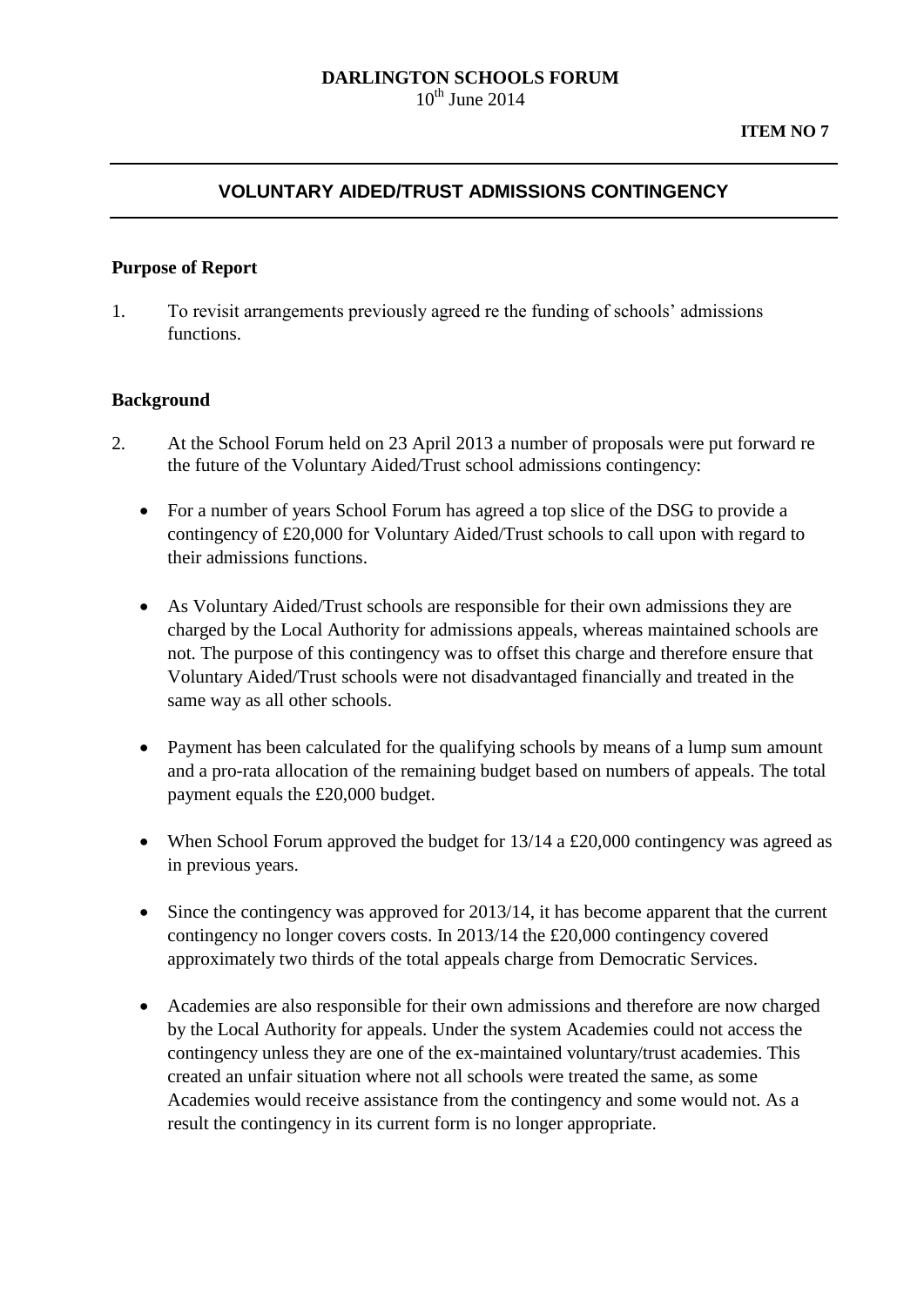**DARLINGTON SCHOOLS FORUM**
10th June 2014

**ITEM NO 7**

## VOLUNTARY AIDED/TRUST ADMISSIONS CONTINGENCY

**Purpose of Report**

1. To revisit arrangements previously agreed re the funding of schools' admissions functions.

**Background**

2. At the School Forum held on 23 April 2013 a number of proposals were put forward re the future of the Voluntary Aided/Trust school admissions contingency:

   - For a number of years School Forum has agreed a top slice of the DSG to provide a contingency of £20,000 for Voluntary Aided/Trust schools to call upon with regard to their admissions functions.
   - As Voluntary Aided/Trust schools are responsible for their own admissions they are charged by the Local Authority for admissions appeals, whereas maintained schools are not. The purpose of this contingency was to offset this charge and therefore ensure that Voluntary Aided/Trust schools were not disadvantaged financially and treated in the same way as all other schools.
   - Payment has been calculated for the qualifying schools by means of a lump sum amount and a pro-rata allocation of the remaining budget based on numbers of appeals. The total payment equals the £20,000 budget.
   - When School Forum approved the budget for 13/14 a £20,000 contingency was agreed as in previous years.
   - Since the contingency was approved for 2013/14, it has become apparent that the current contingency no longer covers costs. In 2013/14 the £20,000 contingency covered approximately two thirds of the total appeals charge from Democratic Services.
   - Academies are also responsible for their own admissions and therefore are now charged by the Local Authority for appeals. Under the system Academies could not access the contingency unless they are one of the ex-maintained voluntary/trust academies. This created an unfair situation where not all schools were treated the same, as some Academies would receive assistance from the contingency and some would not. As a result the contingency in its current form is no longer appropriate.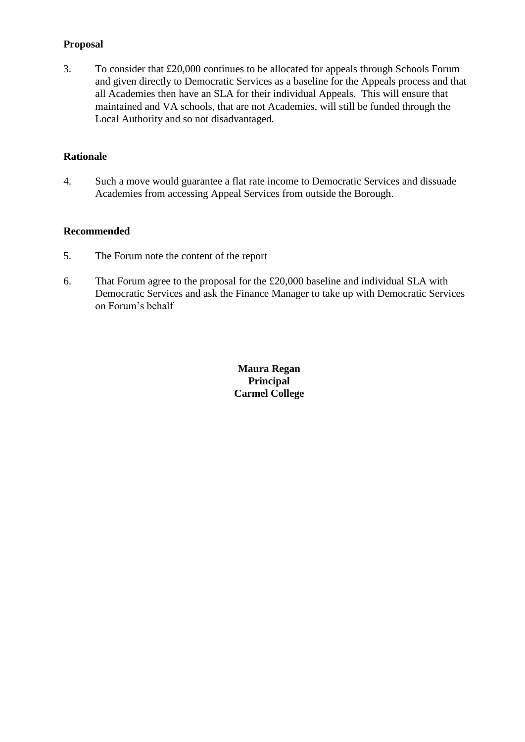**Proposal**

3. To consider that £20,000 continues to be allocated for appeals through Schools Forum and given directly to Democratic Services as a baseline for the Appeals process and that all Academies then have an SLA for their individual Appeals. This will ensure that maintained and VA schools, that are not Academies, will still be funded through the Local Authority and so not disadvantaged.

**Rationale**

4. Such a move would guarantee a flat rate income to Democratic Services and dissuade Academies from accessing Appeal Services from outside the Borough.

**Recommended**

5. The Forum note the content of the report

6. That Forum agree to the proposal for the £20,000 baseline and individual SLA with Democratic Services and ask the Finance Manager to take up with Democratic Services on Forum's behalf

**Maura Regan**
**Principal**
**Carmel College**